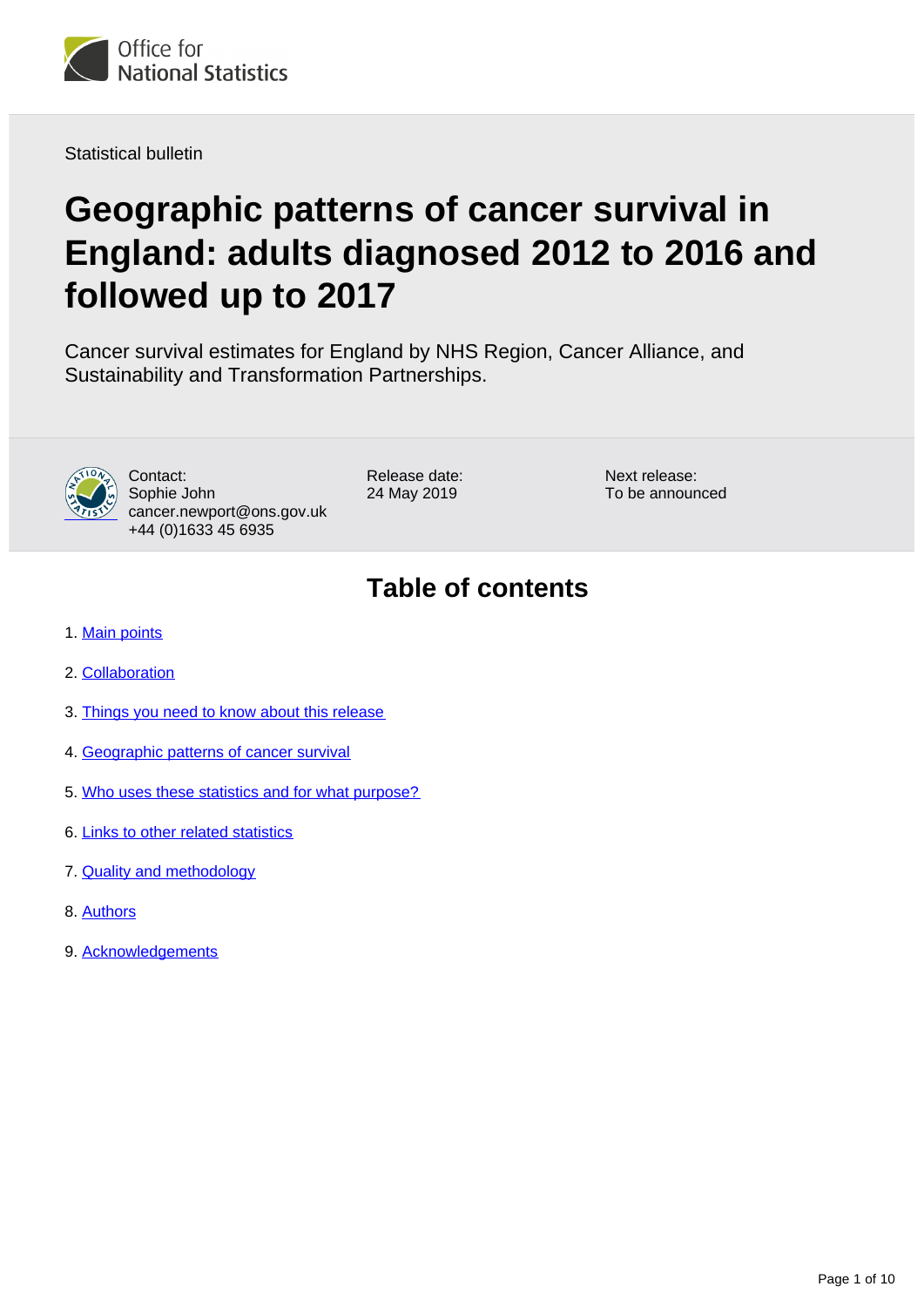Statistical bulletin

# Geographic patterns of cancer survival in England: adults diagnosed 2012 to 2016 and followed up to 2017

Cancer survival estimates for England by NHS Region, Cancer Alliance, and Sustainability and Transformation Partnerships.

Contact:
Sophie John
cancer.newport@ons.gov.uk
+44 (0)1633 45 6935

Release date:
24 May 2019

Next release:
To be announced

## Table of contents

1. Main points
2. Collaboration
3. Things you need to know about this release
4. Geographic patterns of cancer survival
5. Who uses these statistics and for what purpose?
6. Links to other related statistics
7. Quality and methodology
8. Authors
9. Acknowledgements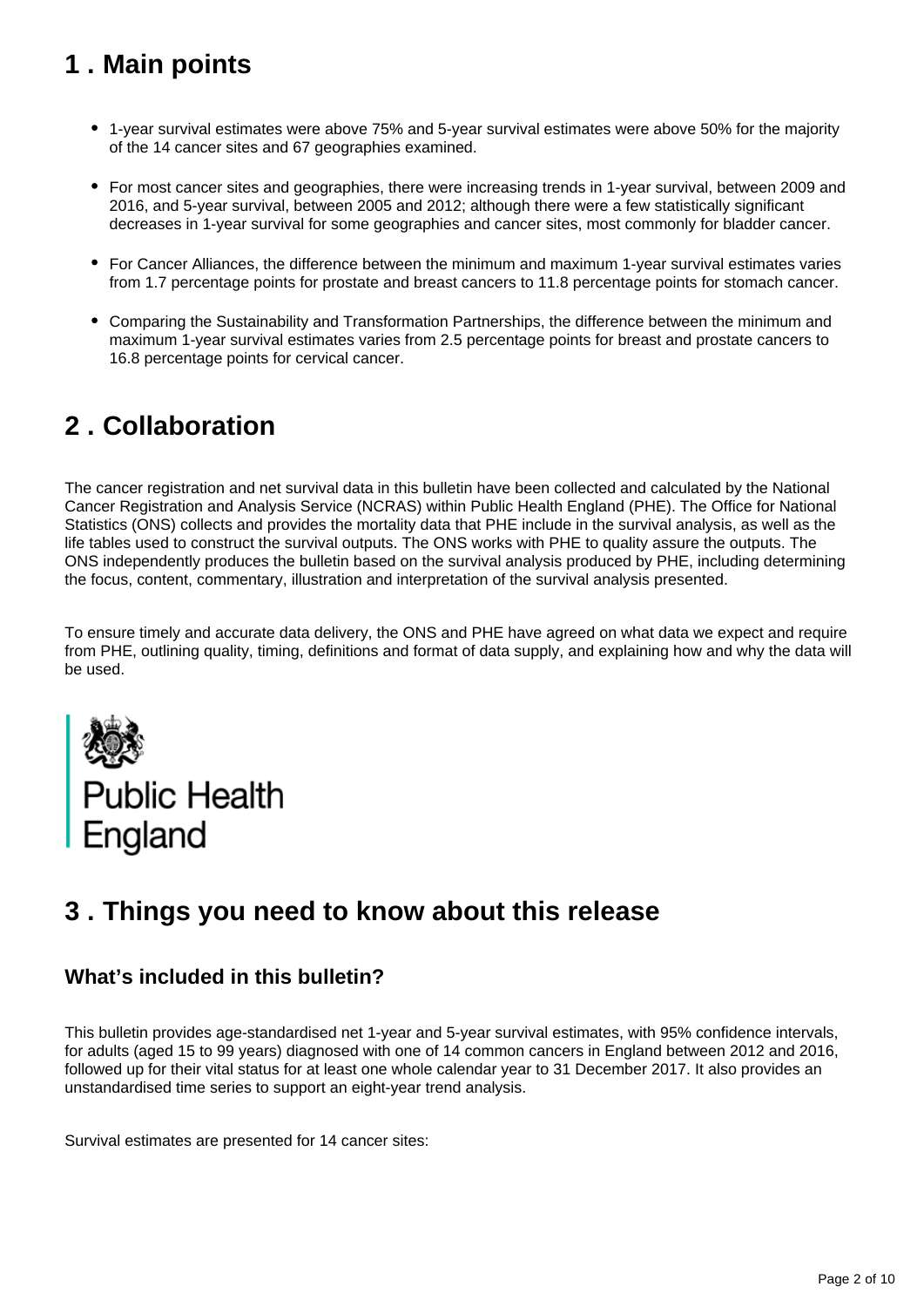## 1 . Main points

- 1-year survival estimates were above 75% and 5-year survival estimates were above 50% for the majority of the 14 cancer sites and 67 geographies examined.
- For most cancer sites and geographies, there were increasing trends in 1-year survival, between 2009 and 2016, and 5-year survival, between 2005 and 2012; although there were a few statistically significant decreases in 1-year survival for some geographies and cancer sites, most commonly for bladder cancer.
- For Cancer Alliances, the difference between the minimum and maximum 1-year survival estimates varies from 1.7 percentage points for prostate and breast cancers to 11.8 percentage points for stomach cancer.
- Comparing the Sustainability and Transformation Partnerships, the difference between the minimum and maximum 1-year survival estimates varies from 2.5 percentage points for breast and prostate cancers to 16.8 percentage points for cervical cancer.

## 2 . Collaboration

The cancer registration and net survival data in this bulletin have been collected and calculated by the National Cancer Registration and Analysis Service (NCRAS) within Public Health England (PHE). The Office for National Statistics (ONS) collects and provides the mortality data that PHE include in the survival analysis, as well as the life tables used to construct the survival outputs. The ONS works with PHE to quality assure the outputs. The ONS independently produces the bulletin based on the survival analysis produced by PHE, including determining the focus, content, commentary, illustration and interpretation of the survival analysis presented.

To ensure timely and accurate data delivery, the ONS and PHE have agreed on what data we expect and require from PHE, outlining quality, timing, definitions and format of data supply, and explaining how and why the data will be used.

Public Health England

## 3 . Things you need to know about this release

### What's included in this bulletin?

This bulletin provides age-standardised net 1-year and 5-year survival estimates, with 95% confidence intervals, for adults (aged 15 to 99 years) diagnosed with one of 14 common cancers in England between 2012 and 2016, followed up for their vital status for at least one whole calendar year to 31 December 2017. It also provides an unstandardised time series to support an eight-year trend analysis.

Survival estimates are presented for 14 cancer sites: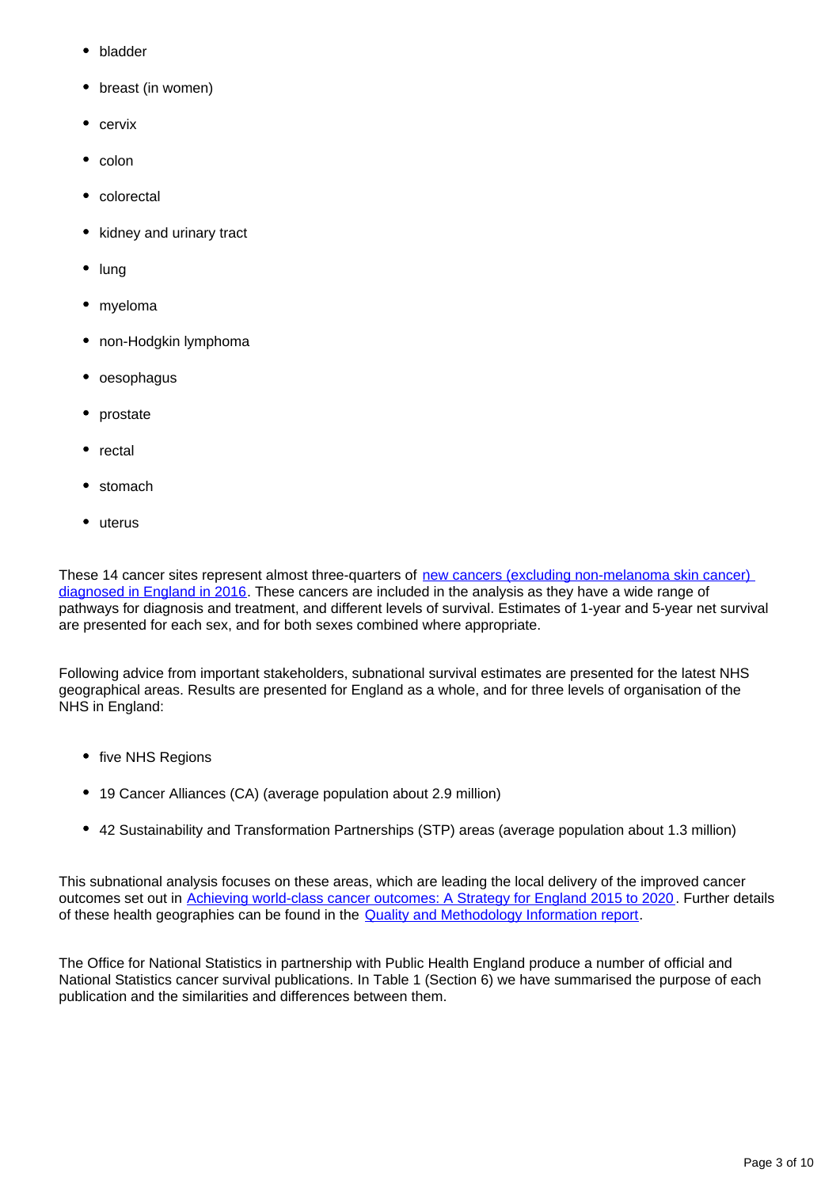- bladder
- breast (in women)
- cervix
- colon
- colorectal
- kidney and urinary tract
- lung
- myeloma
- non-Hodgkin lymphoma
- oesophagus
- prostate
- rectal
- stomach
- uterus

These 14 cancer sites represent almost three-quarters of [new cancers (excluding non-melanoma skin cancer) diagnosed in England in 2016](). These cancers are included in the analysis as they have a wide range of pathways for diagnosis and treatment, and different levels of survival. Estimates of 1-year and 5-year net survival are presented for each sex, and for both sexes combined where appropriate.

Following advice from important stakeholders, subnational survival estimates are presented for the latest NHS geographical areas. Results are presented for England as a whole, and for three levels of organisation of the NHS in England:

- five NHS Regions
- 19 Cancer Alliances (CA) (average population about 2.9 million)
- 42 Sustainability and Transformation Partnerships (STP) areas (average population about 1.3 million)

This subnational analysis focuses on these areas, which are leading the local delivery of the improved cancer outcomes set out in [Achieving world-class cancer outcomes: A Strategy for England 2015 to 2020](). Further details of these health geographies can be found in the [Quality and Methodology Information report]().

The Office for National Statistics in partnership with Public Health England produce a number of official and National Statistics cancer survival publications. In Table 1 (Section 6) we have summarised the purpose of each publication and the similarities and differences between them.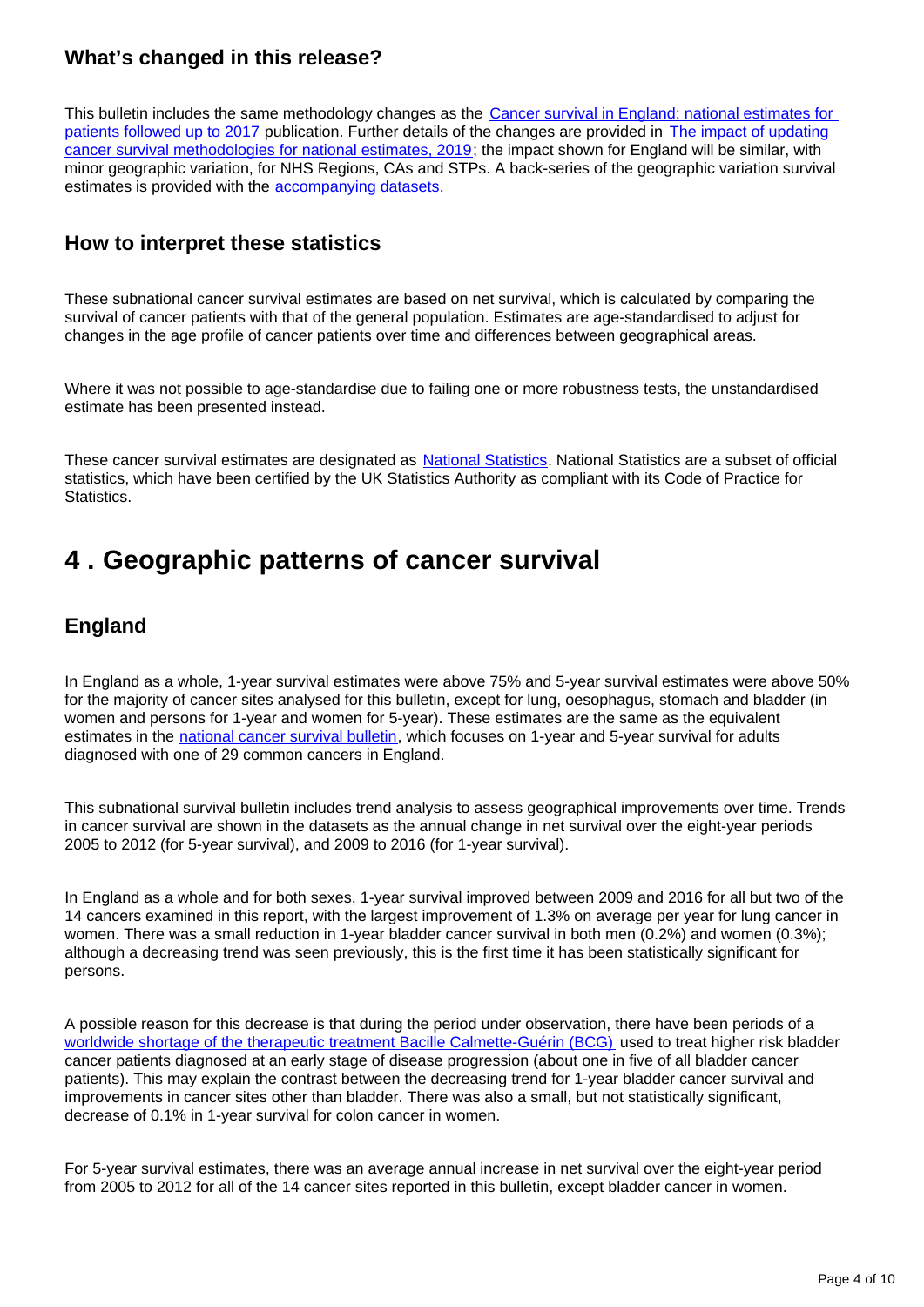### What's changed in this release?

This bulletin includes the same methodology changes as the Cancer survival in England: national estimates for patients followed up to 2017 publication. Further details of the changes are provided in The impact of updating cancer survival methodologies for national estimates, 2019; the impact shown for England will be similar, with minor geographic variation, for NHS Regions, CAs and STPs. A back-series of the geographic variation survival estimates is provided with the accompanying datasets.

### How to interpret these statistics

These subnational cancer survival estimates are based on net survival, which is calculated by comparing the survival of cancer patients with that of the general population. Estimates are age-standardised to adjust for changes in the age profile of cancer patients over time and differences between geographical areas.

Where it was not possible to age-standardise due to failing one or more robustness tests, the unstandardised estimate has been presented instead.

These cancer survival estimates are designated as National Statistics. National Statistics are a subset of official statistics, which have been certified by the UK Statistics Authority as compliant with its Code of Practice for Statistics.

# 4 . Geographic patterns of cancer survival

## England

In England as a whole, 1-year survival estimates were above 75% and 5-year survival estimates were above 50% for the majority of cancer sites analysed for this bulletin, except for lung, oesophagus, stomach and bladder (in women and persons for 1-year and women for 5-year). These estimates are the same as the equivalent estimates in the national cancer survival bulletin, which focuses on 1-year and 5-year survival for adults diagnosed with one of 29 common cancers in England.

This subnational survival bulletin includes trend analysis to assess geographical improvements over time. Trends in cancer survival are shown in the datasets as the annual change in net survival over the eight-year periods 2005 to 2012 (for 5-year survival), and 2009 to 2016 (for 1-year survival).

In England as a whole and for both sexes, 1-year survival improved between 2009 and 2016 for all but two of the 14 cancers examined in this report, with the largest improvement of 1.3% on average per year for lung cancer in women. There was a small reduction in 1-year bladder cancer survival in both men (0.2%) and women (0.3%); although a decreasing trend was seen previously, this is the first time it has been statistically significant for persons.

A possible reason for this decrease is that during the period under observation, there have been periods of a worldwide shortage of the therapeutic treatment Bacille Calmette-Guérin (BCG) used to treat higher risk bladder cancer patients diagnosed at an early stage of disease progression (about one in five of all bladder cancer patients). This may explain the contrast between the decreasing trend for 1-year bladder cancer survival and improvements in cancer sites other than bladder. There was also a small, but not statistically significant, decrease of 0.1% in 1-year survival for colon cancer in women.

For 5-year survival estimates, there was an average annual increase in net survival over the eight-year period from 2005 to 2012 for all of the 14 cancer sites reported in this bulletin, except bladder cancer in women.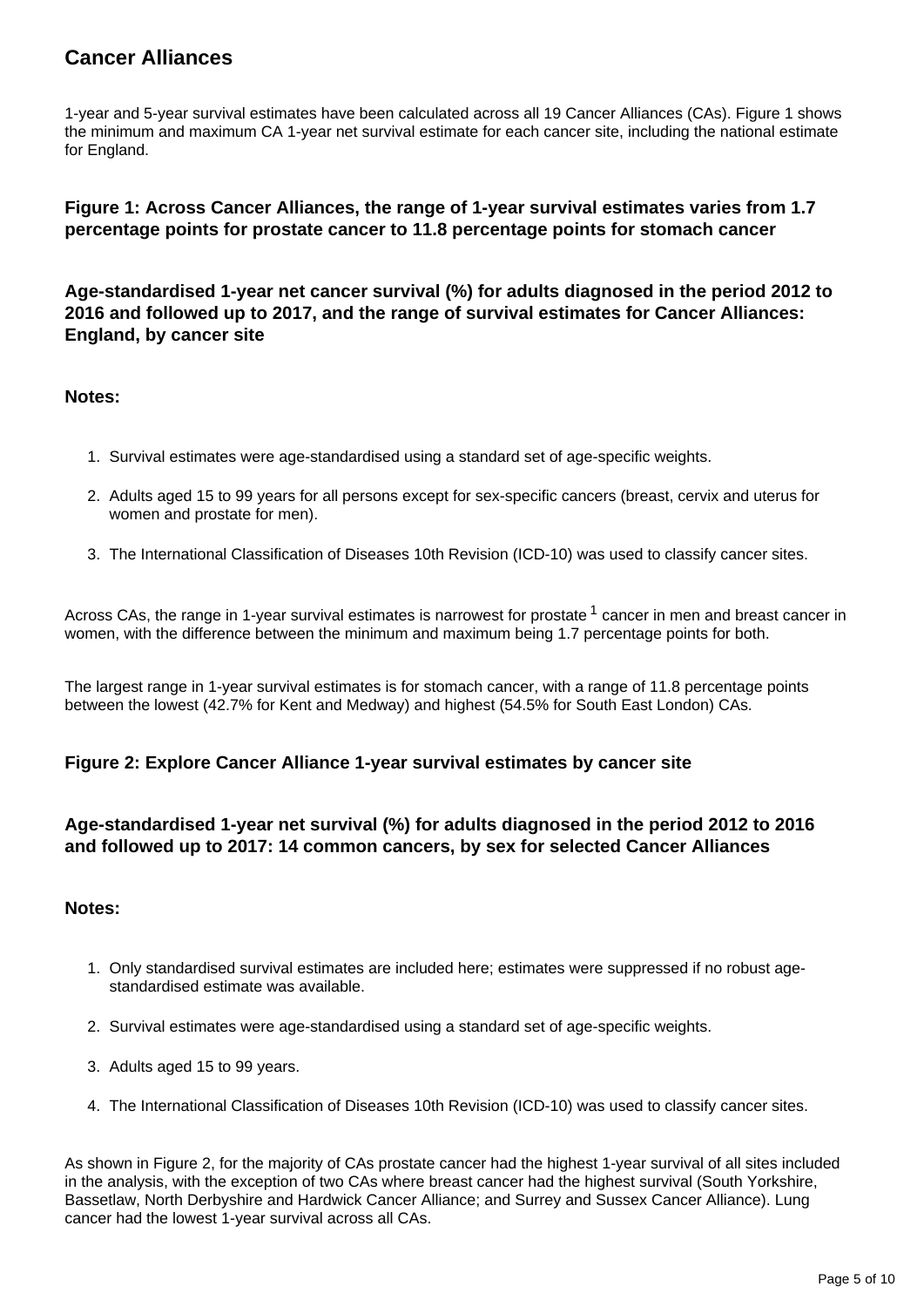## Cancer Alliances

1-year and 5-year survival estimates have been calculated across all 19 Cancer Alliances (CAs). Figure 1 shows the minimum and maximum CA 1-year net survival estimate for each cancer site, including the national estimate for England.

### Figure 1: Across Cancer Alliances, the range of 1-year survival estimates varies from 1.7 percentage points for prostate cancer to 11.8 percentage points for stomach cancer

#### Age-standardised 1-year net cancer survival (%) for adults diagnosed in the period 2012 to 2016 and followed up to 2017, and the range of survival estimates for Cancer Alliances: England, by cancer site

**Notes:**

1. Survival estimates were age-standardised using a standard set of age-specific weights.
2. Adults aged 15 to 99 years for all persons except for sex-specific cancers (breast, cervix and uterus for women and prostate for men).
3. The International Classification of Diseases 10th Revision (ICD-10) was used to classify cancer sites.

Across CAs, the range in 1-year survival estimates is narrowest for prostate [1] cancer in men and breast cancer in women, with the difference between the minimum and maximum being 1.7 percentage points for both.

The largest range in 1-year survival estimates is for stomach cancer, with a range of 11.8 percentage points between the lowest (42.7% for Kent and Medway) and highest (54.5% for South East London) CAs.

### Figure 2: Explore Cancer Alliance 1-year survival estimates by cancer site

#### Age-standardised 1-year net survival (%) for adults diagnosed in the period 2012 to 2016 and followed up to 2017: 14 common cancers, by sex for selected Cancer Alliances

**Notes:**

1. Only standardised survival estimates are included here; estimates were suppressed if no robust age-standardised estimate was available.
2. Survival estimates were age-standardised using a standard set of age-specific weights.
3. Adults aged 15 to 99 years.
4. The International Classification of Diseases 10th Revision (ICD-10) was used to classify cancer sites.

As shown in Figure 2, for the majority of CAs prostate cancer had the highest 1-year survival of all sites included in the analysis, with the exception of two CAs where breast cancer had the highest survival (South Yorkshire, Bassetlaw, North Derbyshire and Hardwick Cancer Alliance; and Surrey and Sussex Cancer Alliance). Lung cancer had the lowest 1-year survival across all CAs.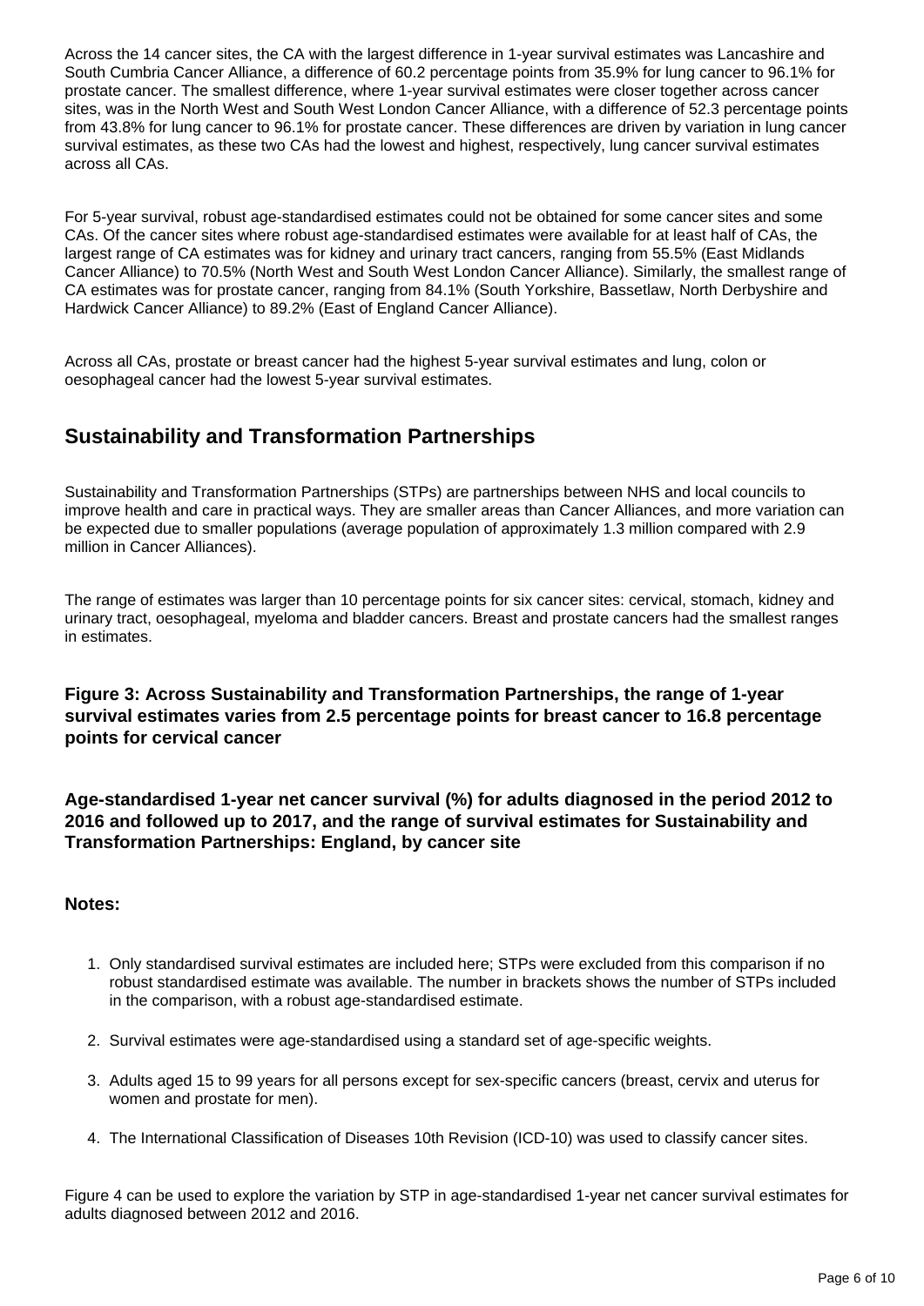Across the 14 cancer sites, the CA with the largest difference in 1-year survival estimates was Lancashire and South Cumbria Cancer Alliance, a difference of 60.2 percentage points from 35.9% for lung cancer to 96.1% for prostate cancer. The smallest difference, where 1-year survival estimates were closer together across cancer sites, was in the North West and South West London Cancer Alliance, with a difference of 52.3 percentage points from 43.8% for lung cancer to 96.1% for prostate cancer. These differences are driven by variation in lung cancer survival estimates, as these two CAs had the lowest and highest, respectively, lung cancer survival estimates across all CAs.

For 5-year survival, robust age-standardised estimates could not be obtained for some cancer sites and some CAs. Of the cancer sites where robust age-standardised estimates were available for at least half of CAs, the largest range of CA estimates was for kidney and urinary tract cancers, ranging from 55.5% (East Midlands Cancer Alliance) to 70.5% (North West and South West London Cancer Alliance). Similarly, the smallest range of CA estimates was for prostate cancer, ranging from 84.1% (South Yorkshire, Bassetlaw, North Derbyshire and Hardwick Cancer Alliance) to 89.2% (East of England Cancer Alliance).

Across all CAs, prostate or breast cancer had the highest 5-year survival estimates and lung, colon or oesophageal cancer had the lowest 5-year survival estimates.

## Sustainability and Transformation Partnerships

Sustainability and Transformation Partnerships (STPs) are partnerships between NHS and local councils to improve health and care in practical ways. They are smaller areas than Cancer Alliances, and more variation can be expected due to smaller populations (average population of approximately 1.3 million compared with 2.9 million in Cancer Alliances).

The range of estimates was larger than 10 percentage points for six cancer sites: cervical, stomach, kidney and urinary tract, oesophageal, myeloma and bladder cancers. Breast and prostate cancers had the smallest ranges in estimates.

### Figure 3: Across Sustainability and Transformation Partnerships, the range of 1-year survival estimates varies from 2.5 percentage points for breast cancer to 16.8 percentage points for cervical cancer

#### Age-standardised 1-year net cancer survival (%) for adults diagnosed in the period 2012 to 2016 and followed up to 2017, and the range of survival estimates for Sustainability and Transformation Partnerships: England, by cancer site

**Notes:**

1. Only standardised survival estimates are included here; STPs were excluded from this comparison if no robust standardised estimate was available. The number in brackets shows the number of STPs included in the comparison, with a robust age-standardised estimate.
2. Survival estimates were age-standardised using a standard set of age-specific weights.
3. Adults aged 15 to 99 years for all persons except for sex-specific cancers (breast, cervix and uterus for women and prostate for men).
4. The International Classification of Diseases 10th Revision (ICD-10) was used to classify cancer sites.

Figure 4 can be used to explore the variation by STP in age-standardised 1-year net cancer survival estimates for adults diagnosed between 2012 and 2016.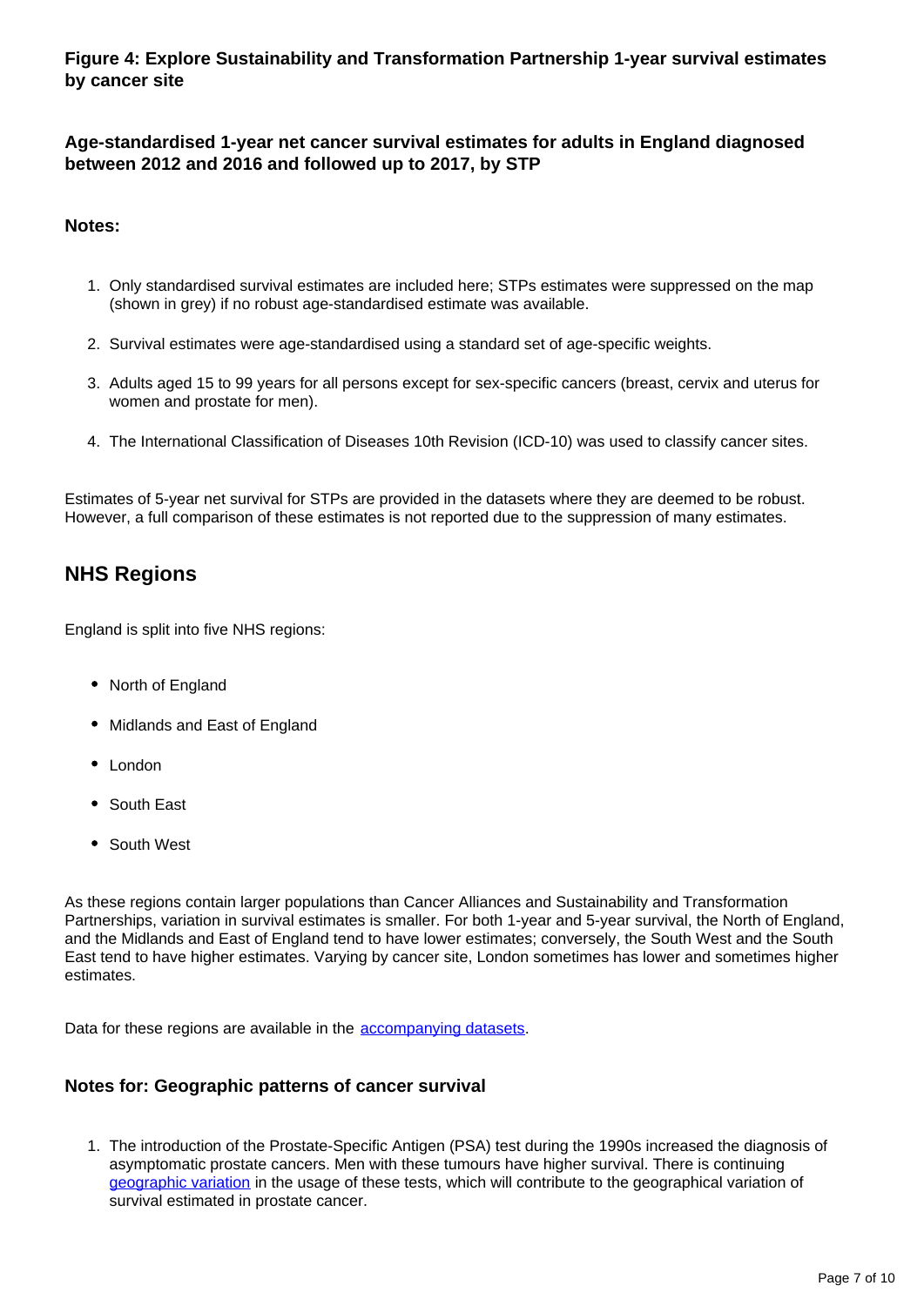### Figure 4: Explore Sustainability and Transformation Partnership 1-year survival estimates by cancer site

#### Age-standardised 1-year net cancer survival estimates for adults in England diagnosed between 2012 and 2016 and followed up to 2017, by STP

**Notes:**

1. Only standardised survival estimates are included here; STPs estimates were suppressed on the map (shown in grey) if no robust age-standardised estimate was available.
2. Survival estimates were age-standardised using a standard set of age-specific weights.
3. Adults aged 15 to 99 years for all persons except for sex-specific cancers (breast, cervix and uterus for women and prostate for men).
4. The International Classification of Diseases 10th Revision (ICD-10) was used to classify cancer sites.

Estimates of 5-year net survival for STPs are provided in the datasets where they are deemed to be robust. However, a full comparison of these estimates is not reported due to the suppression of many estimates.

## NHS Regions

England is split into five NHS regions:

- North of England
- Midlands and East of England
- London
- South East
- South West

As these regions contain larger populations than Cancer Alliances and Sustainability and Transformation Partnerships, variation in survival estimates is smaller. For both 1-year and 5-year survival, the North of England, and the Midlands and East of England tend to have lower estimates; conversely, the South West and the South East tend to have higher estimates. Varying by cancer site, London sometimes has lower and sometimes higher estimates.

Data for these regions are available in the [accompanying datasets](#).

### Notes for: Geographic patterns of cancer survival

1. The introduction of the Prostate-Specific Antigen (PSA) test during the 1990s increased the diagnosis of asymptomatic prostate cancers. Men with these tumours have higher survival. There is continuing [geographic variation](#) in the usage of these tests, which will contribute to the geographical variation of survival estimated in prostate cancer.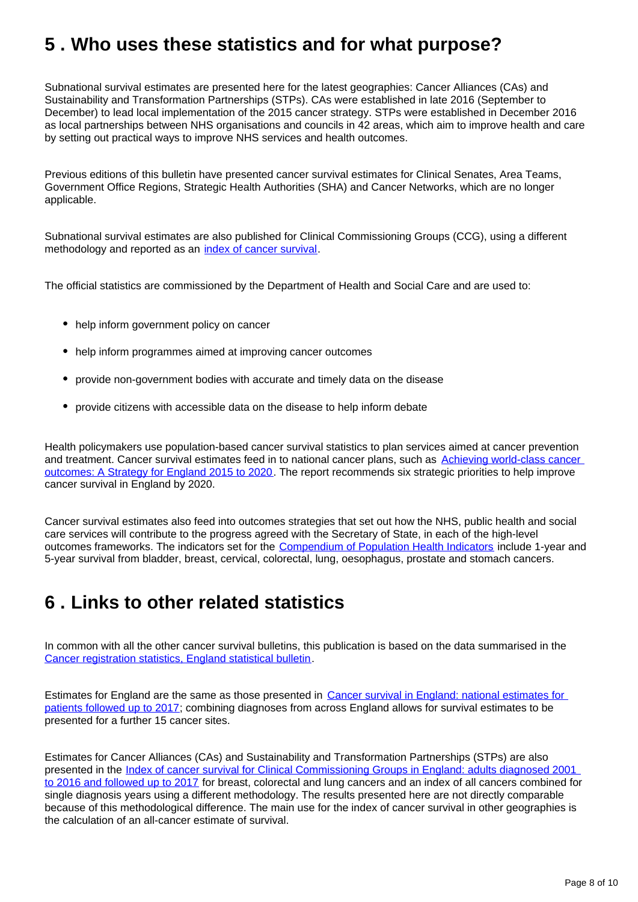## 5 . Who uses these statistics and for what purpose?

Subnational survival estimates are presented here for the latest geographies: Cancer Alliances (CAs) and Sustainability and Transformation Partnerships (STPs). CAs were established in late 2016 (September to December) to lead local implementation of the 2015 cancer strategy. STPs were established in December 2016 as local partnerships between NHS organisations and councils in 42 areas, which aim to improve health and care by setting out practical ways to improve NHS services and health outcomes.

Previous editions of this bulletin have presented cancer survival estimates for Clinical Senates, Area Teams, Government Office Regions, Strategic Health Authorities (SHA) and Cancer Networks, which are no longer applicable.

Subnational survival estimates are also published for Clinical Commissioning Groups (CCG), using a different methodology and reported as an index of cancer survival.

The official statistics are commissioned by the Department of Health and Social Care and are used to:

- help inform government policy on cancer
- help inform programmes aimed at improving cancer outcomes
- provide non-government bodies with accurate and timely data on the disease
- provide citizens with accessible data on the disease to help inform debate

Health policymakers use population-based cancer survival statistics to plan services aimed at cancer prevention and treatment. Cancer survival estimates feed in to national cancer plans, such as Achieving world-class cancer outcomes: A Strategy for England 2015 to 2020. The report recommends six strategic priorities to help improve cancer survival in England by 2020.

Cancer survival estimates also feed into outcomes strategies that set out how the NHS, public health and social care services will contribute to the progress agreed with the Secretary of State, in each of the high-level outcomes frameworks. The indicators set for the Compendium of Population Health Indicators include 1-year and 5-year survival from bladder, breast, cervical, colorectal, lung, oesophagus, prostate and stomach cancers.

## 6 . Links to other related statistics

In common with all the other cancer survival bulletins, this publication is based on the data summarised in the Cancer registration statistics, England statistical bulletin.

Estimates for England are the same as those presented in Cancer survival in England: national estimates for patients followed up to 2017; combining diagnoses from across England allows for survival estimates to be presented for a further 15 cancer sites.

Estimates for Cancer Alliances (CAs) and Sustainability and Transformation Partnerships (STPs) are also presented in the Index of cancer survival for Clinical Commissioning Groups in England: adults diagnosed 2001 to 2016 and followed up to 2017 for breast, colorectal and lung cancers and an index of all cancers combined for single diagnosis years using a different methodology. The results presented here are not directly comparable because of this methodological difference. The main use for the index of cancer survival in other geographies is the calculation of an all-cancer estimate of survival.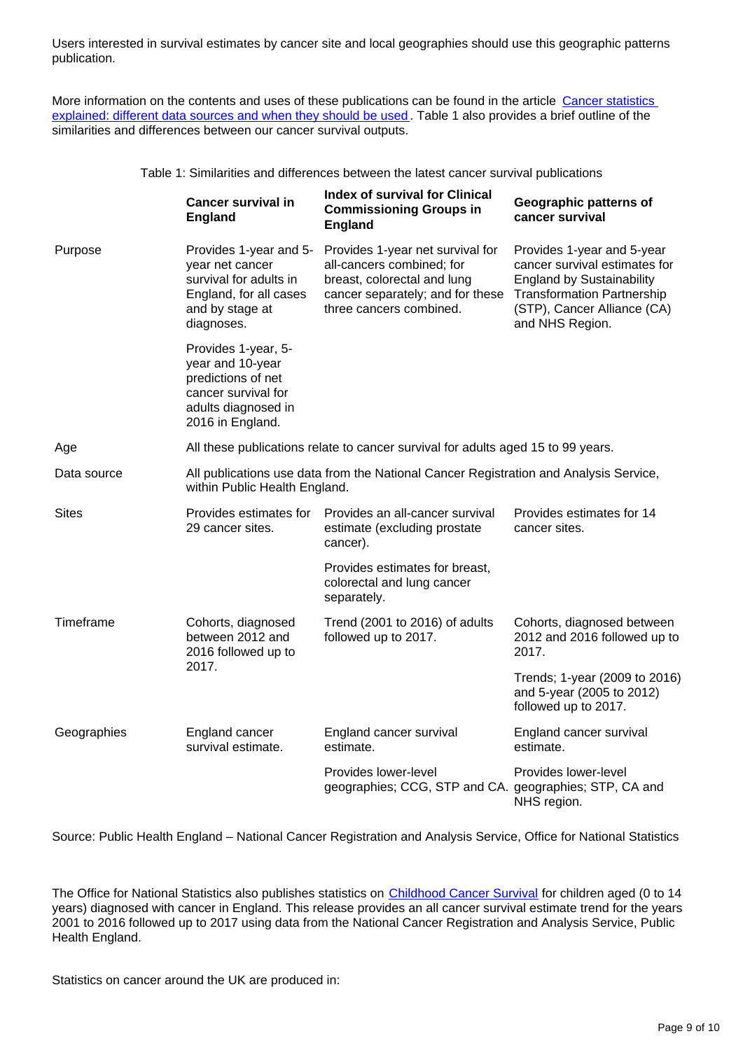Users interested in survival estimates by cancer site and local geographies should use this geographic patterns publication.

More information on the contents and uses of these publications can be found in the article [Cancer statistics explained: different data sources and when they should be used](). Table 1 also provides a brief outline of the similarities and differences between our cancer survival outputs.

Table 1: Similarities and differences between the latest cancer survival publications

| | **Cancer survival in England** | **Index of survival for Clinical Commissioning Groups in England** | **Geographic patterns of cancer survival** |
|---|---|---|---|
| Purpose | Provides 1-year and 5-year net cancer survival for adults in England, for all cases and by stage at diagnoses. | Provides 1-year net survival for all-cancers combined; for breast, colorectal and lung cancer separately; and for these three cancers combined. | Provides 1-year and 5-year cancer survival estimates for England by Sustainability Transformation Partnership (STP), Cancer Alliance (CA) and NHS Region. |
| | Provides 1-year, 5-year and 10-year predictions of net cancer survival for adults diagnosed in 2016 in England. | | |
| Age | All these publications relate to cancer survival for adults aged 15 to 99 years. | | |
| Data source | All publications use data from the National Cancer Registration and Analysis Service, within Public Health England. | | |
| Sites | Provides estimates for 29 cancer sites. | Provides an all-cancer survival estimate (excluding prostate cancer). | Provides estimates for 14 cancer sites. |
| | | Provides estimates for breast, colorectal and lung cancer separately. | |
| Timeframe | Cohorts, diagnosed between 2012 and 2016 followed up to 2017. | Trend (2001 to 2016) of adults followed up to 2017. | Cohorts, diagnosed between 2012 and 2016 followed up to 2017. |
| | | | Trends; 1-year (2009 to 2016) and 5-year (2005 to 2012) followed up to 2017. |
| Geographies | England cancer survival estimate. | England cancer survival estimate. | England cancer survival estimate. |
| | | Provides lower-level geographies; CCG, STP and CA. | Provides lower-level geographies; STP, CA and NHS region. |

Source: Public Health England – National Cancer Registration and Analysis Service, Office for National Statistics

The Office for National Statistics also publishes statistics on [Childhood Cancer Survival]() for children aged (0 to 14 years) diagnosed with cancer in England. This release provides an all cancer survival estimate trend for the years 2001 to 2016 followed up to 2017 using data from the National Cancer Registration and Analysis Service, Public Health England.

Statistics on cancer around the UK are produced in: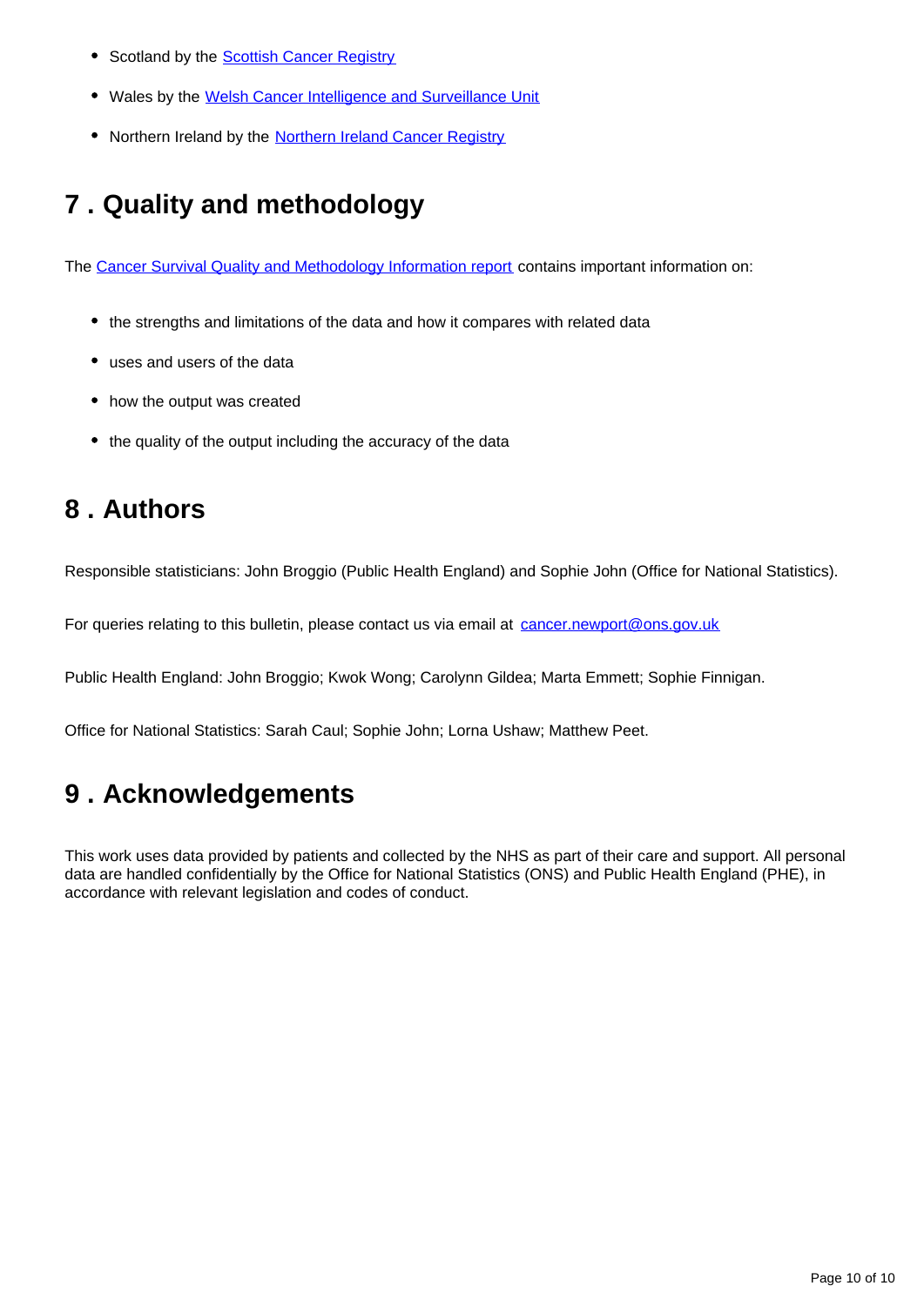- Scotland by the Scottish Cancer Registry
- Wales by the Welsh Cancer Intelligence and Surveillance Unit
- Northern Ireland by the Northern Ireland Cancer Registry

## 7 . Quality and methodology

The Cancer Survival Quality and Methodology Information report contains important information on:

- the strengths and limitations of the data and how it compares with related data
- uses and users of the data
- how the output was created
- the quality of the output including the accuracy of the data

## 8 . Authors

Responsible statisticians: John Broggio (Public Health England) and Sophie John (Office for National Statistics).

For queries relating to this bulletin, please contact us via email at cancer.newport@ons.gov.uk

Public Health England: John Broggio; Kwok Wong; Carolynn Gildea; Marta Emmett; Sophie Finnigan.

Office for National Statistics: Sarah Caul; Sophie John; Lorna Ushaw; Matthew Peet.

## 9 . Acknowledgements

This work uses data provided by patients and collected by the NHS as part of their care and support. All personal data are handled confidentially by the Office for National Statistics (ONS) and Public Health England (PHE), in accordance with relevant legislation and codes of conduct.